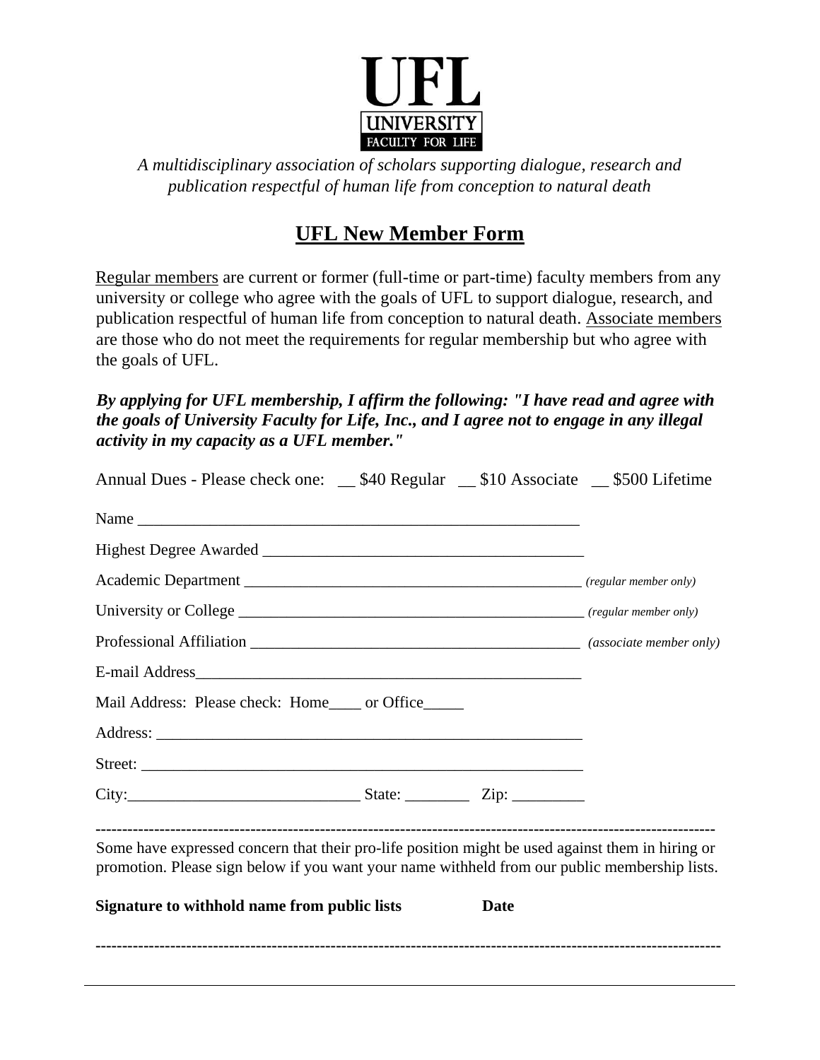**UFL**

**UNIVERSITY**
FACULTY FOR LIFE

*A multidisciplinary association of scholars supporting dialogue, research and publication respectful of human life from conception to natural death*

# UFL New Member Form

Regular members are current or former (full-time or part-time) faculty members from any university or college who agree with the goals of UFL to support dialogue, research, and publication respectful of human life from conception to natural death. Associate members are those who do not meet the requirements for regular membership but who agree with the goals of UFL.

***By applying for UFL membership, I affirm the following: "I have read and agree with the goals of University Faculty for Life, Inc., and I agree not to engage in any illegal activity in my capacity as a UFL member."***

Annual Dues - Please check one: __ $40 Regular __ $10 Associate __ $500 Lifetime

Name ________________________________________________________

Highest Degree Awarded ________________________________________

Academic Department ___________________________________________ *(regular member only)*

University or College ___________________________________________ *(regular member only)*

Professional Affiliation ________________________________________ *(associate member only)*

E-mail Address_______________________________________________

Mail Address: Please check: Home____ or Office_____

Address: ____________________________________________________

Street: ______________________________________________________

City:____________________________ State: ________ Zip: _________

---

Some have expressed concern that their pro-life position might be used against them in hiring or promotion. Please sign below if you want your name withheld from our public membership lists.

**Signature to withhold name from public lists** **Date**

---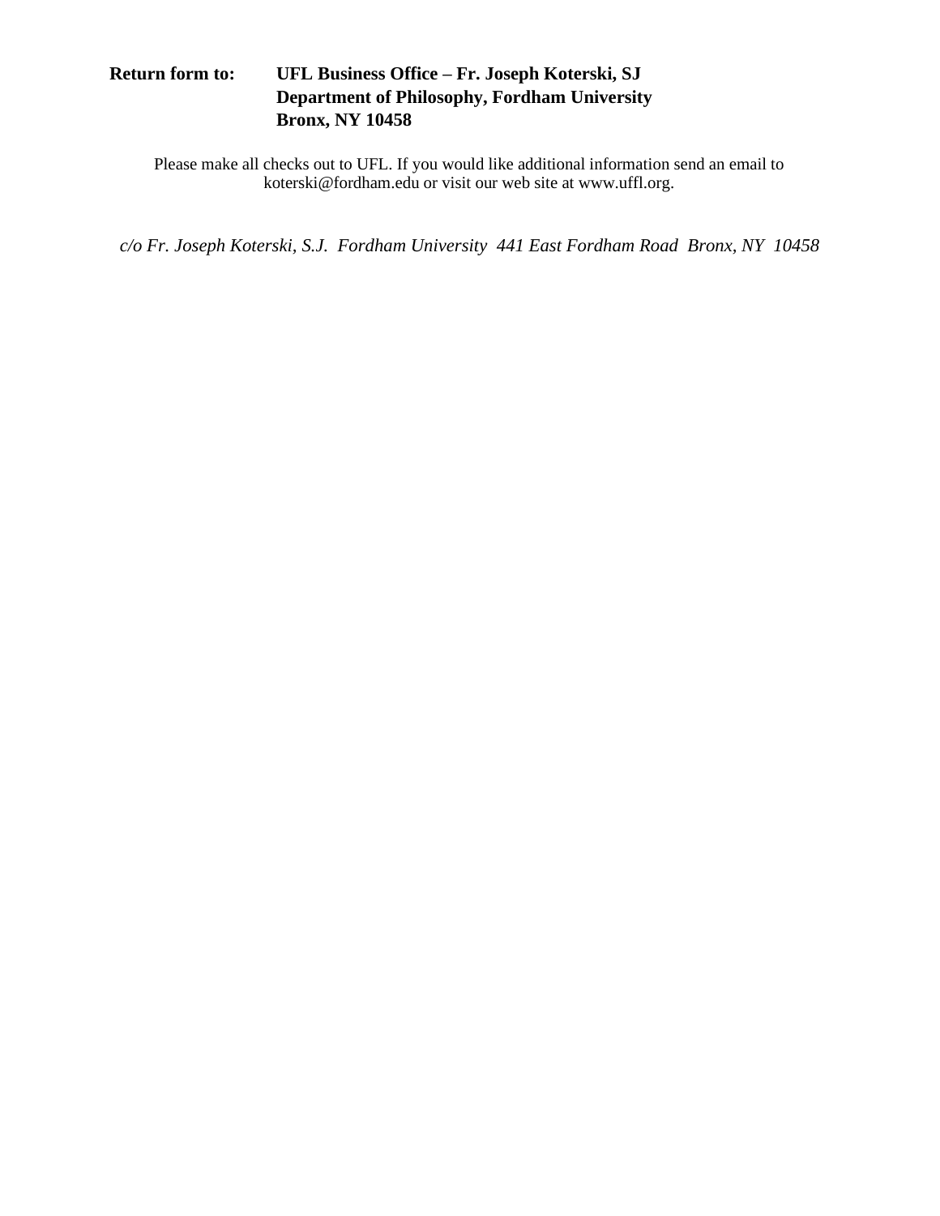**Return form to:** **UFL Business Office – Fr. Joseph Koterski, SJ**
**Department of Philosophy, Fordham University**
**Bronx, NY 10458**

Please make all checks out to UFL. If you would like additional information send an email to koterski@fordham.edu or visit our web site at www.uffl.org.

*c/o Fr. Joseph Koterski, S.J. Fordham University 441 East Fordham Road Bronx, NY 10458*